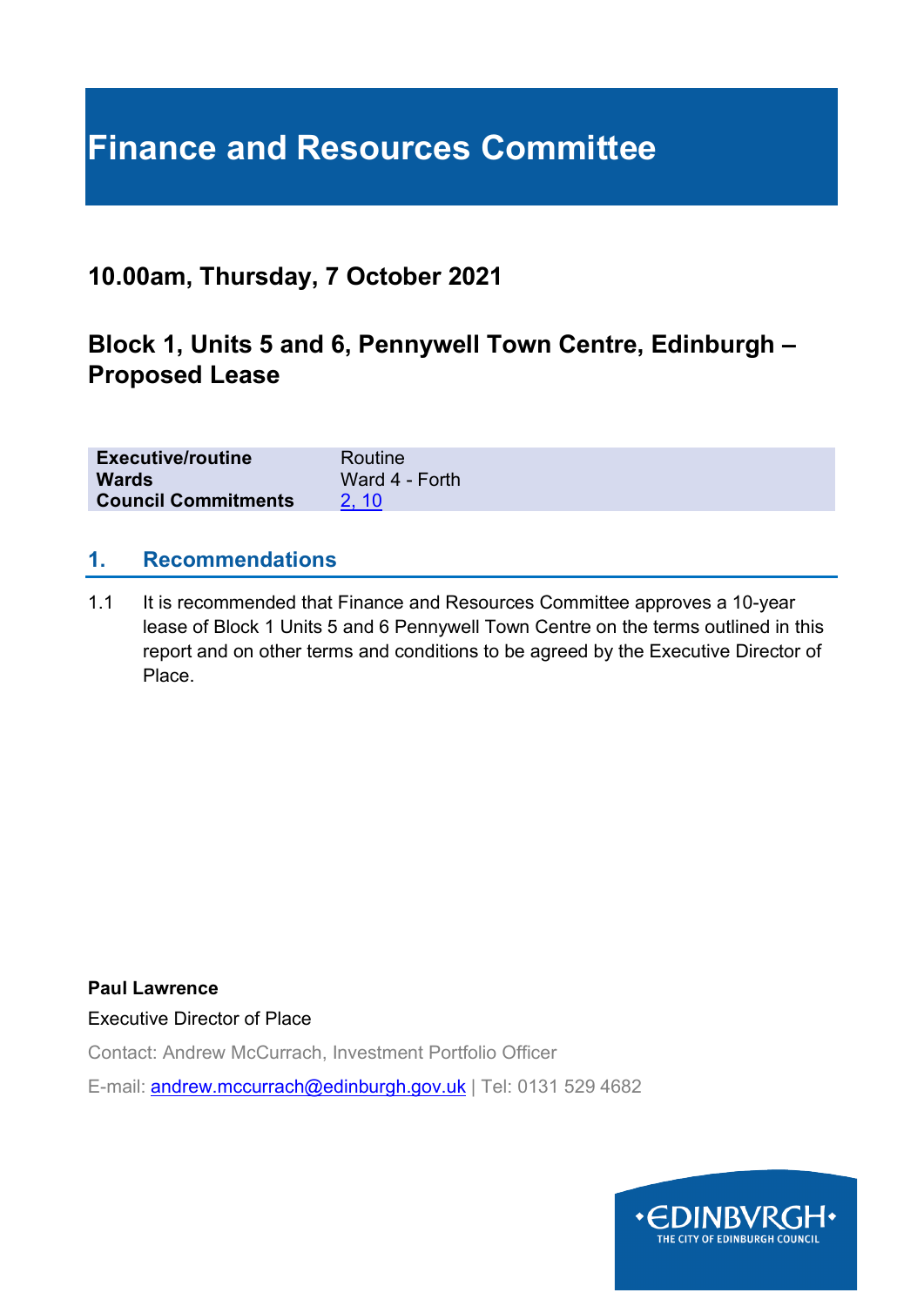# Finance and Resources Committee

## 10.00am, Thursday, 7 October 2021

## Block 1, Units 5 and 6, Pennywell Town Centre, Edinburgh – Proposed Lease

| | |
|---|---|
| **Executive/routine** | Routine |
| **Wards** | Ward 4 - Forth |
| **Council Commitments** | 2, 10 |

### 1. Recommendations

1.1 It is recommended that Finance and Resources Committee approves a 10-year lease of Block 1 Units 5 and 6 Pennywell Town Centre on the terms outlined in this report and on other terms and conditions to be agreed by the Executive Director of Place.

**Paul Lawrence**

Executive Director of Place

Contact: Andrew McCurrach, Investment Portfolio Officer

E-mail: andrew.mccurrach@edinburgh.gov.uk | Tel: 0131 529 4682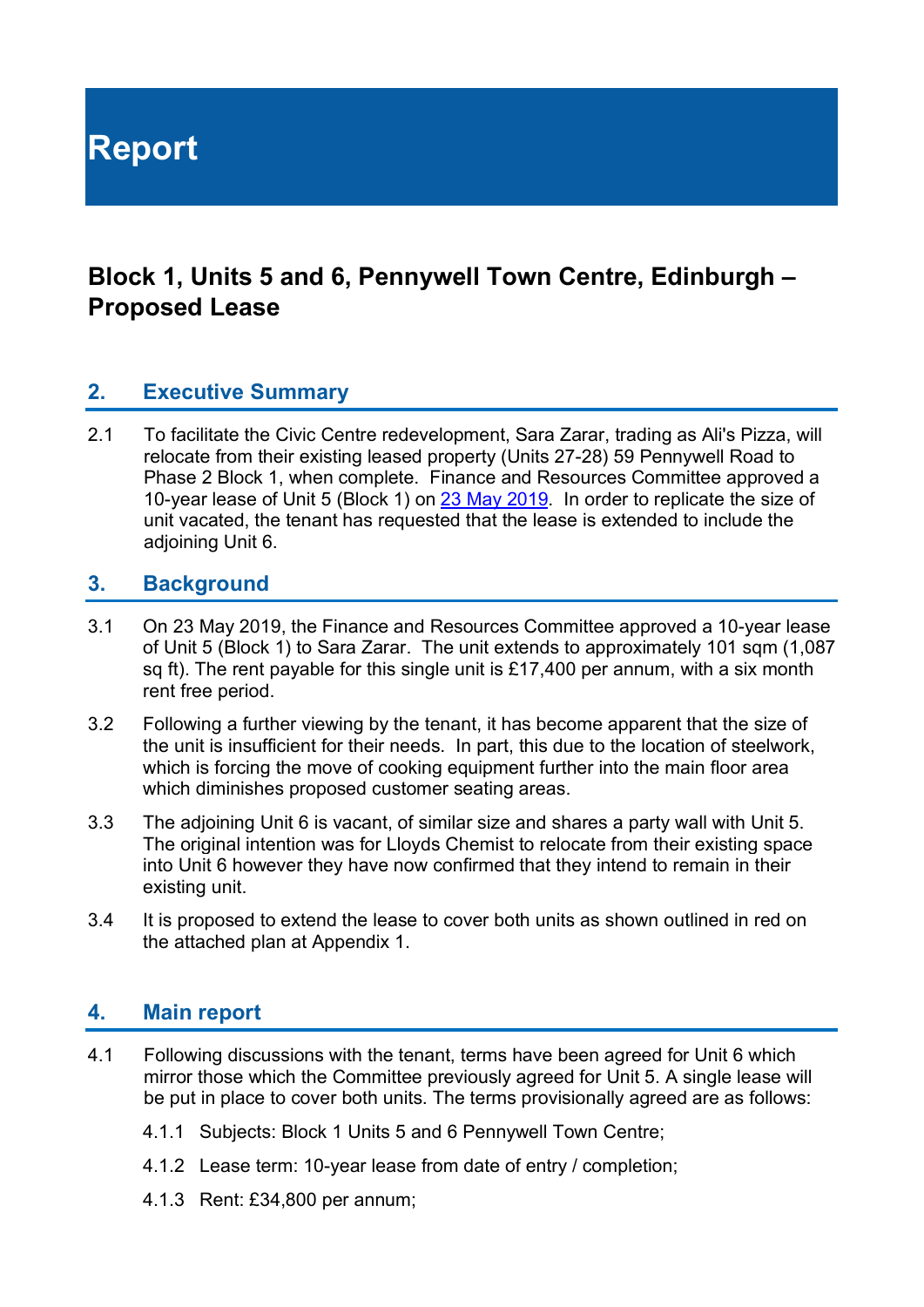# Report

## Block 1, Units 5 and 6, Pennywell Town Centre, Edinburgh – Proposed Lease

## 2. Executive Summary

2.1 To facilitate the Civic Centre redevelopment, Sara Zarar, trading as Ali's Pizza, will relocate from their existing leased property (Units 27-28) 59 Pennywell Road to Phase 2 Block 1, when complete. Finance and Resources Committee approved a 10-year lease of Unit 5 (Block 1) on 23 May 2019. In order to replicate the size of unit vacated, the tenant has requested that the lease is extended to include the adjoining Unit 6.

## 3. Background

3.1 On 23 May 2019, the Finance and Resources Committee approved a 10-year lease of Unit 5 (Block 1) to Sara Zarar. The unit extends to approximately 101 sqm (1,087 sq ft). The rent payable for this single unit is £17,400 per annum, with a six month rent free period.

3.2 Following a further viewing by the tenant, it has become apparent that the size of the unit is insufficient for their needs. In part, this due to the location of steelwork, which is forcing the move of cooking equipment further into the main floor area which diminishes proposed customer seating areas.

3.3 The adjoining Unit 6 is vacant, of similar size and shares a party wall with Unit 5. The original intention was for Lloyds Chemist to relocate from their existing space into Unit 6 however they have now confirmed that they intend to remain in their existing unit.

3.4 It is proposed to extend the lease to cover both units as shown outlined in red on the attached plan at Appendix 1.

## 4. Main report

4.1 Following discussions with the tenant, terms have been agreed for Unit 6 which mirror those which the Committee previously agreed for Unit 5. A single lease will be put in place to cover both units. The terms provisionally agreed are as follows:

4.1.1 Subjects: Block 1 Units 5 and 6 Pennywell Town Centre;

4.1.2 Lease term: 10-year lease from date of entry / completion;

4.1.3 Rent: £34,800 per annum;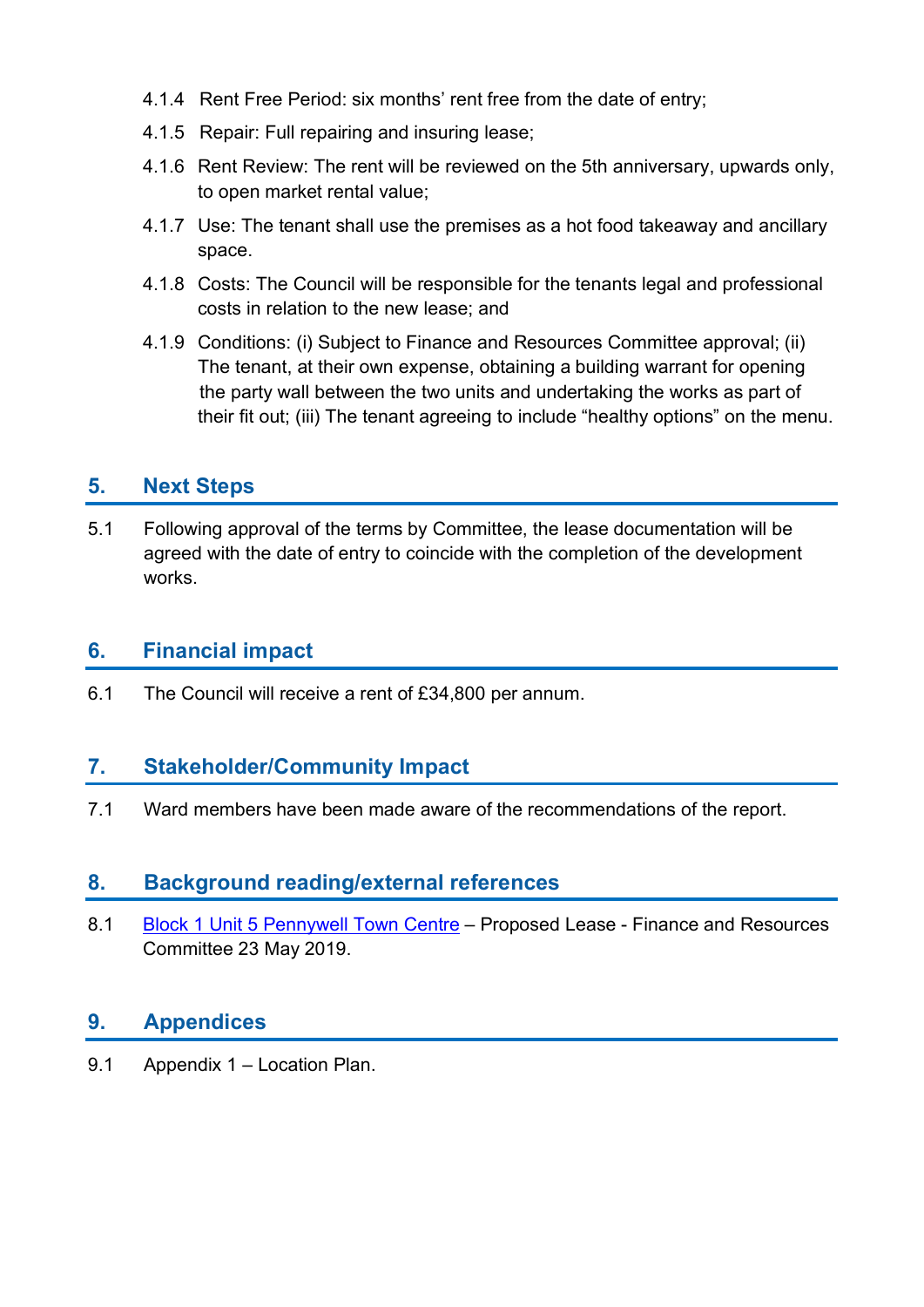4.1.4 Rent Free Period: six months' rent free from the date of entry;

4.1.5 Repair: Full repairing and insuring lease;

4.1.6 Rent Review: The rent will be reviewed on the 5th anniversary, upwards only, to open market rental value;

4.1.7 Use: The tenant shall use the premises as a hot food takeaway and ancillary space.

4.1.8 Costs: The Council will be responsible for the tenants legal and professional costs in relation to the new lease; and

4.1.9 Conditions: (i) Subject to Finance and Resources Committee approval; (ii) The tenant, at their own expense, obtaining a building warrant for opening the party wall between the two units and undertaking the works as part of their fit out; (iii) The tenant agreeing to include "healthy options" on the menu.

## 5. Next Steps

5.1 Following approval of the terms by Committee, the lease documentation will be agreed with the date of entry to coincide with the completion of the development works.

## 6. Financial impact

6.1 The Council will receive a rent of £34,800 per annum.

## 7. Stakeholder/Community Impact

7.1 Ward members have been made aware of the recommendations of the report.

## 8. Background reading/external references

8.1 Block 1 Unit 5 Pennywell Town Centre – Proposed Lease - Finance and Resources Committee 23 May 2019.

## 9. Appendices

9.1 Appendix 1 – Location Plan.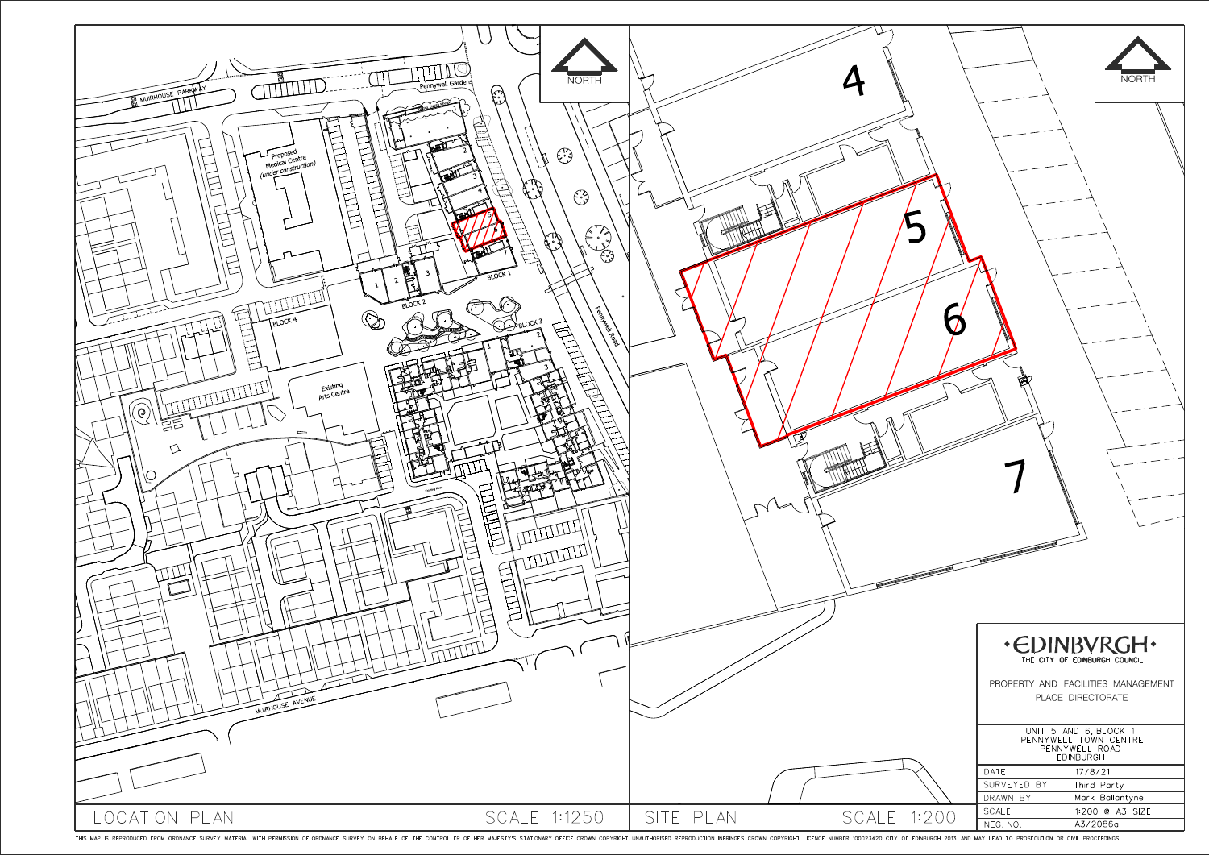NORTH

LOCATION PLAN SCALE 1:1250

SITE PLAN SCALE 1:200

NORTH

Proposed Medical Centre (under construction)

Existing Arts Centre

MUIRHOUSE PARKWAY

MUIRHOUSE AVENUE

Pennywell Gardens

Pennywell Road

BLOCK 1

BLOCK 2

BLOCK 3

BLOCK 4

4

5

6

7

·EDINBVRGH·
THE CITY OF EDINBURGH COUNCIL

PROPERTY AND FACILITIES MANAGEMENT
PLACE DIRECTORATE

UNIT 5 AND 6, BLOCK 1
PENNYWELL TOWN CENTRE
PENNYWELL ROAD
EDINBURGH

| | |
|---|---|
| DATE | 17/8/21 |
| SURVEYED BY | Third Party |
| DRAWN BY | Mark Ballantyne |
| SCALE | 1:200 @ A3 SIZE |
| NEG. NO. | A3/2086a |

THIS MAP IS REPRODUCED FROM ORDNANCE SURVEY MATERIAL WITH PERMISSION OF ORDNANCE SURVEY ON BEHALF OF THE CONTROLLER OF HER MAJESTY'S STATIONARY OFFICE CROWN COPYRIGHT. UNAUTHORISED REPRODUCTION INFRINGES CROWN COPYRIGHT LICENCE NUMBER 100023420. CITY OF EDINBURGH 2013 AND MAY LEAD TO PROSECUTION OR CIVIL PROCEEDINGS.